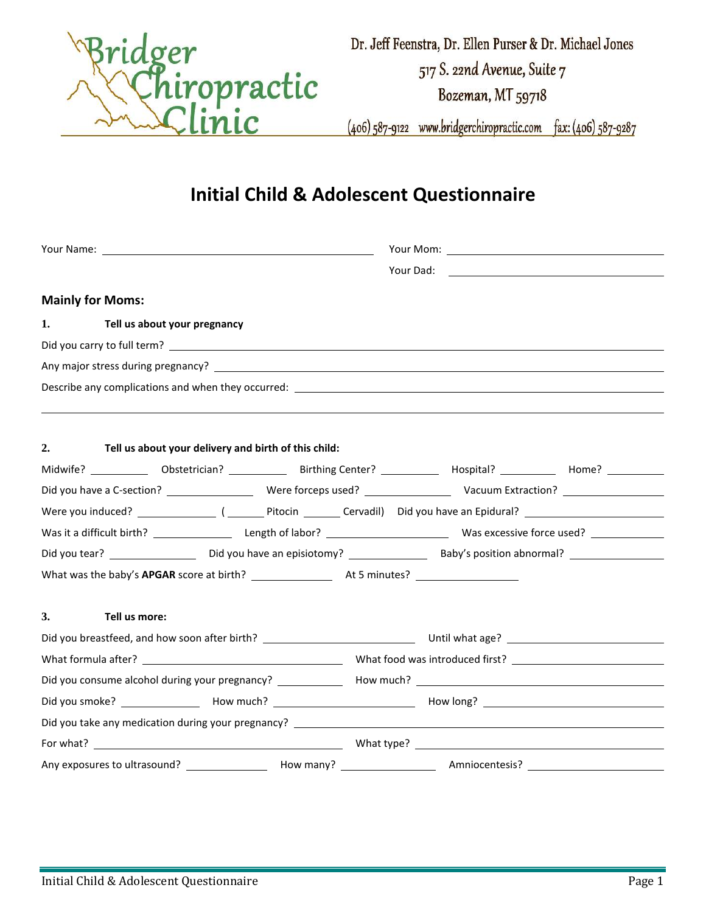Bridger Chiropractic Clinic

Dr. Jeff Feenstra, Dr. Ellen Purser & Dr. Michael Jones
517 S. 22nd Avenue, Suite 7
Bozeman, MT 59718
(406) 587-9122 www.bridgerchiropractic.com fax: (406) 587-9287

# Initial Child & Adolescent Questionnaire

Your Name: ______________________ Your Mom: ______________________

Your Dad: ______________________

### Mainly for Moms:

**1. Tell us about your pregnancy**

Did you carry to full term? ______________________

Any major stress during pregnancy? ______________________

Describe any complications and when they occurred: ______________________

______________________

**2. Tell us about your delivery and birth of this child:**

Midwife? ________ Obstetrician? ________ Birthing Center? ________ Hospital? ________ Home? ________

Did you have a C-section? ________ Were forceps used? ________ Vacuum Extraction? ________

Were you induced? ________ ( ______ Pitocin ______ Cervadil) Did you have an Epidural? ________

Was it a difficult birth? ________ Length of labor? ________ Was excessive force used? ________

Did you tear? ________ Did you have an episiotomy? ________ Baby's position abnormal? ________

What was the baby's **APGAR** score at birth? ________ At 5 minutes? ________

**3. Tell us more:**

Did you breastfeed, and how soon after birth? ________ Until what age? ________

What formula after? ________ What food was introduced first? ________

Did you consume alcohol during your pregnancy? ________ How much? ________

Did you smoke? ________ How much? ________ How long? ________

Did you take any medication during your pregnancy? ______________________

For what? ________ What type? ________

Any exposures to ultrasound? ________ How many? ________ Amniocentesis? ________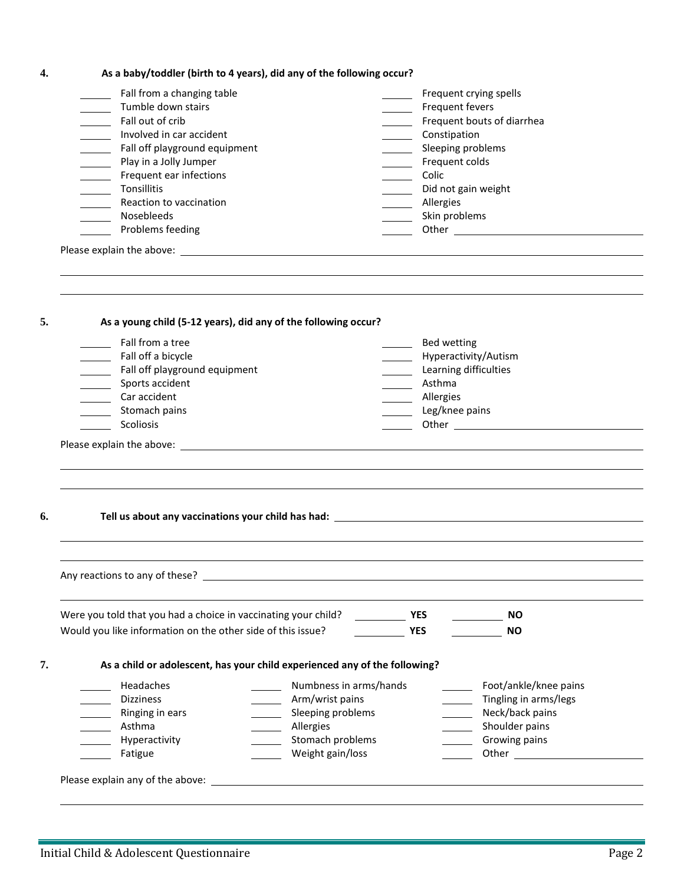**4. As a baby/toddler (birth to 4 years), did any of the following occur?**

- ______ Fall from a changing table
- ______ Tumble down stairs
- ______ Fall out of crib
- ______ Involved in car accident
- ______ Fall off playground equipment
- ______ Play in a Jolly Jumper
- ______ Frequent ear infections
- ______ Tonsillitis
- ______ Reaction to vaccination
- ______ Nosebleeds
- ______ Problems feeding
- ______ Frequent crying spells
- ______ Frequent fevers
- ______ Frequent bouts of diarrhea
- ______ Constipation
- ______ Sleeping problems
- ______ Frequent colds
- ______ Colic
- ______ Did not gain weight
- ______ Allergies
- ______ Skin problems
- ______ Other ____________________

Please explain the above: ____________________

____________________

____________________

**5. As a young child (5-12 years), did any of the following occur?**

- ______ Fall from a tree
- ______ Fall off a bicycle
- ______ Fall off playground equipment
- ______ Sports accident
- ______ Car accident
- ______ Stomach pains
- ______ Scoliosis
- ______ Bed wetting
- ______ Hyperactivity/Autism
- ______ Learning difficulties
- ______ Asthma
- ______ Allergies
- ______ Leg/knee pains
- ______ Other ____________________

Please explain the above: ____________________

____________________

____________________

**6. Tell us about any vaccinations your child has had:** ____________________

____________________

____________________

Any reactions to any of these? ____________________

____________________

Were you told that you had a choice in vaccinating your child? ________ **YES** ________ **NO**

Would you like information on the other side of this issue? ________ **YES** ________ **NO**

**7. As a child or adolescent, has your child experienced any of the following?**

- ______ Headaches
- ______ Dizziness
- ______ Ringing in ears
- ______ Asthma
- ______ Hyperactivity
- ______ Fatigue
- ______ Numbness in arms/hands
- ______ Arm/wrist pains
- ______ Sleeping problems
- ______ Allergies
- ______ Stomach problems
- ______ Weight gain/loss
- ______ Foot/ankle/knee pains
- ______ Tingling in arms/legs
- ______ Neck/back pains
- ______ Shoulder pains
- ______ Growing pains
- ______ Other ____________________

Please explain any of the above: ____________________

____________________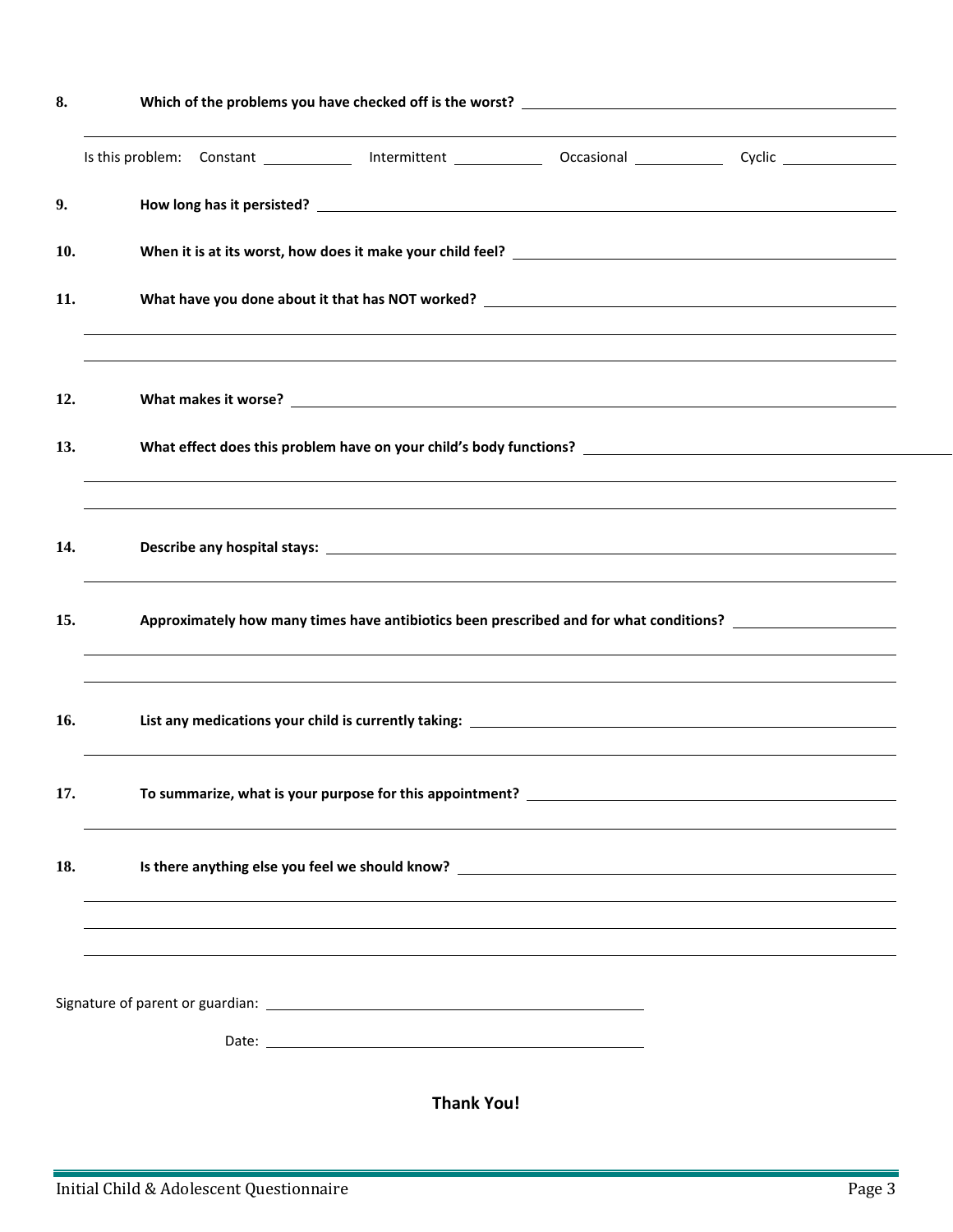**8.** **Which of the problems you have checked off is the worst?** ____________________

____________________

Is this problem: Constant ________ Intermittent ________ Occasional ________ Cyclic ________

**9.** **How long has it persisted?** ____________________

**10.** **When it is at its worst, how does it make your child feel?** ____________________

**11.** **What have you done about it that has NOT worked?** ____________________

____________________

____________________

**12.** **What makes it worse?** ____________________

**13.** **What effect does this problem have on your child's body functions?** ____________________

____________________

____________________

**14.** **Describe any hospital stays:** ____________________

____________________

**15.** **Approximately how many times have antibiotics been prescribed and for what conditions?** ____________________

____________________

____________________

**16.** **List any medications your child is currently taking:** ____________________

____________________

**17.** **To summarize, what is your purpose for this appointment?** ____________________

____________________

**18.** **Is there anything else you feel we should know?** ____________________

____________________

____________________

____________________

Signature of parent or guardian: ____________________

Date: ____________________

**Thank You!**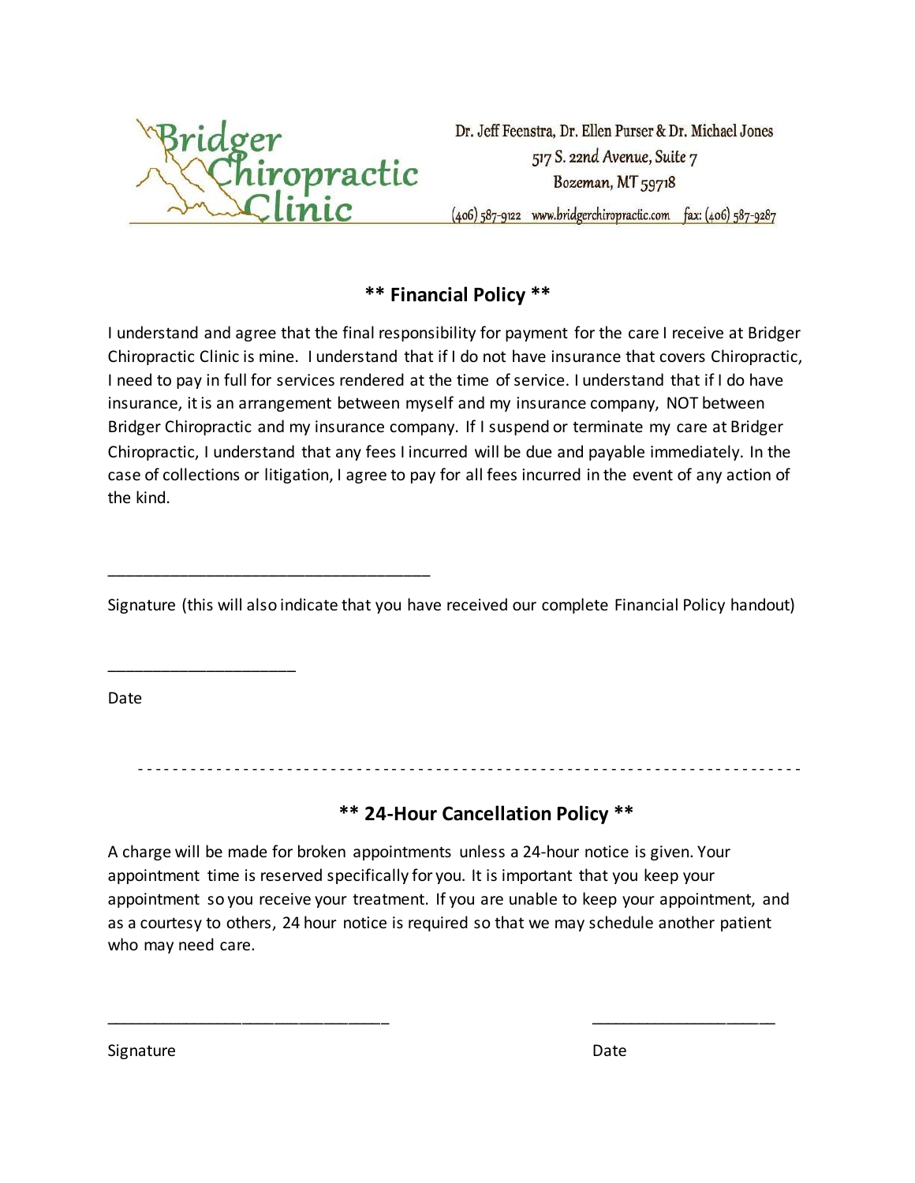Bridger Chiropractic Clinic

Dr. Jeff Feenstra, Dr. Ellen Purser & Dr. Michael Jones
517 S. 22nd Avenue, Suite 7
Bozeman, MT 59718
(406) 587-9122 www.bridgerchiropractic.com fax: (406) 587-9287

## ** Financial Policy **

I understand and agree that the final responsibility for payment for the care I receive at Bridger Chiropractic Clinic is mine. I understand that if I do not have insurance that covers Chiropractic, I need to pay in full for services rendered at the time of service. I understand that if I do have insurance, it is an arrangement between myself and my insurance company, NOT between Bridger Chiropractic and my insurance company. If I suspend or terminate my care at Bridger Chiropractic, I understand that any fees I incurred will be due and payable immediately. In the case of collections or litigation, I agree to pay for all fees incurred in the event of any action of the kind.

_______________________________________

Signature (this will also indicate that you have received our complete Financial Policy handout)

______________________

Date

- - - - - - - - - - - - - - - - - - - - - - - - - - - - - - - - - - - - - - - - - - - - - - - - - - - - - - - - - - - - - - - - - - - - - - - - - - -

## ** 24-Hour Cancellation Policy **

A charge will be made for broken appointments unless a 24-hour notice is given. Your appointment time is reserved specifically for you. It is important that you keep your appointment so you receive your treatment. If you are unable to keep your appointment, and as a courtesy to others, 24 hour notice is required so that we may schedule another patient who may need care.

_________________________________ ______________________

Signature Date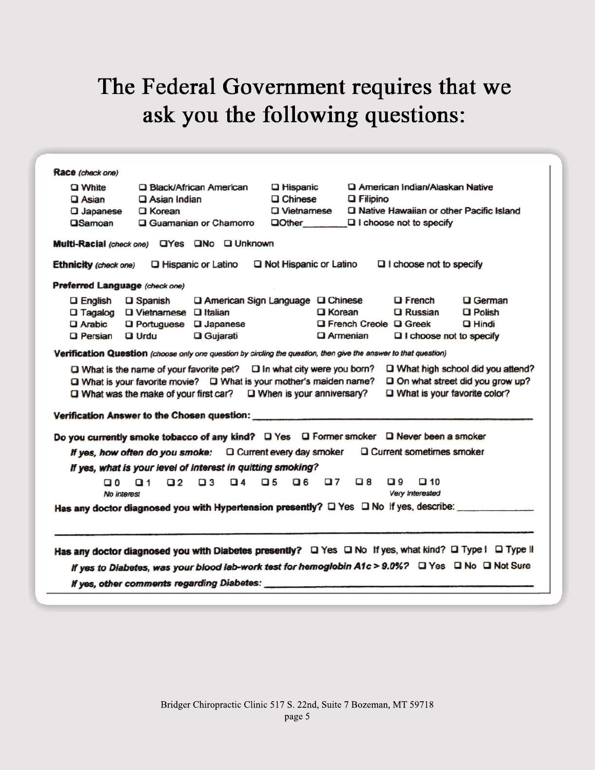# The Federal Government requires that we ask you the following questions:

**Race** *(check one)*

- ☐ White ☐ Black/African American ☐ Hispanic ☐ American Indian/Alaskan Native
- ☐ Asian ☐ Asian Indian ☐ Chinese ☐ Filipino
- ☐ Japanese ☐ Korean ☐ Vietnamese ☐ Native Hawaiian or other Pacific Island
- ☐ Samoan ☐ Guamanian or Chamorro ☐ Other________ ☐ I choose not to specify

**Multi-Racial** *(check one)* ☐ Yes ☐ No ☐ Unknown

**Ethnicity** *(check one)* ☐ Hispanic or Latino ☐ Not Hispanic or Latino ☐ I choose not to specify

**Preferred Language** *(check one)*

- ☐ English ☐ Spanish ☐ American Sign Language ☐ Chinese ☐ French ☐ German
- ☐ Tagalog ☐ Vietnamese ☐ Italian ☐ Korean ☐ Russian ☐ Polish
- ☐ Arabic ☐ Portuguese ☐ Japanese ☐ French Creole ☐ Greek ☐ Hindi
- ☐ Persian ☐ Urdu ☐ Gujarati ☐ Armenian ☐ I choose not to specify

**Verification Question** *(choose only one question by circling the question, then give the answer to that question)*

- ☐ What is the name of your favorite pet? ☐ In what city were you born? ☐ What high school did you attend?
- ☐ What is your favorite movie? ☐ What is your mother's maiden name? ☐ On what street did you grow up?
- ☐ What was the make of your first car? ☐ When is your anniversary? ☐ What is your favorite color?

**Verification Answer to the Chosen question:** ______________________________

**Do you currently smoke tobacco of any kind?** ☐ Yes ☐ Former smoker ☐ Never been a smoker

***If yes, how often do you smoke:*** ☐ Current every day smoker ☐ Current sometimes smoker

***If yes, what is your level of interest in quitting smoking?***

☐ 0 ☐ 1 ☐ 2 ☐ 3 ☐ 4 ☐ 5 ☐ 6 ☐ 7 ☐ 8 ☐ 9 ☐ 10

*No interest* ... *Very Interested*

**Has any doctor diagnosed you with Hypertension presently?** ☐ Yes ☐ No If yes, describe: ______________

______________________________________________________________

**Has any doctor diagnosed you with Diabetes presently?** ☐ Yes ☐ No If yes, what kind? ☐ Type I ☐ Type II

***If yes to Diabetes, was your blood lab-work test for hemoglobin A1c > 9.0%?*** ☐ Yes ☐ No ☐ Not Sure

***If yes, other comments regarding Diabetes:*** ______________________________

Bridger Chiropractic Clinic 517 S. 22nd, Suite 7 Bozeman, MT 59718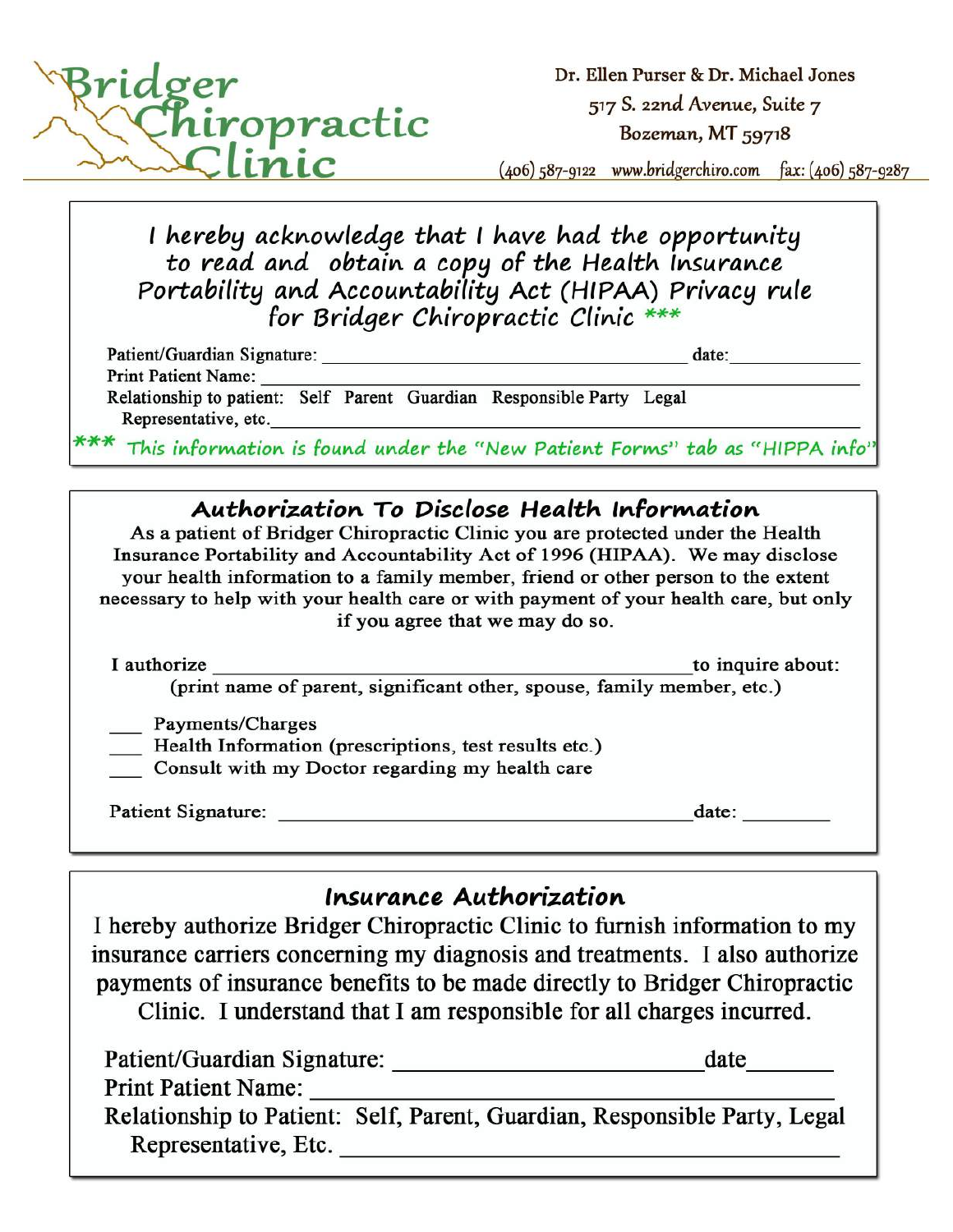# Bridger Chiropractic Clinic

Dr. Ellen Purser & Dr. Michael Jones
517 S. 22nd Avenue, Suite 7
Bozeman, MT 59718
(406) 587-9122 www.bridgerchiro.com fax: (406) 587-9287

---

## I hereby acknowledge that I have had the opportunity to read and obtain a copy of the Health Insurance Portability and Accountability Act (HIPAA) Privacy rule for Bridger Chiropractic Clinic ***

Patient/Guardian Signature: ______________________________ date: ____________

Print Patient Name: ______________________________________________

Relationship to patient: Self Parent Guardian Responsible Party Legal Representative, etc. ______________________________

*** This information is found under the "New Patient Forms" tab as "HIPPA info"

---

## Authorization To Disclose Health Information

As a patient of Bridger Chiropractic Clinic you are protected under the Health Insurance Portability and Accountability Act of 1996 (HIPAA). We may disclose your health information to a family member, friend or other person to the extent necessary to help with your health care or with payment of your health care, but only if you agree that we may do so.

I authorize ______________________________ to inquire about:
(print name of parent, significant other, spouse, family member, etc.)

___ Payments/Charges
___ Health Information (prescriptions, test results etc.)
___ Consult with my Doctor regarding my health care

Patient Signature: ______________________________ date: ________

---

## Insurance Authorization

I hereby authorize Bridger Chiropractic Clinic to furnish information to my insurance carriers concerning my diagnosis and treatments. I also authorize payments of insurance benefits to be made directly to Bridger Chiropractic Clinic. I understand that I am responsible for all charges incurred.

Patient/Guardian Signature: ______________________ date ________

Print Patient Name: ______________________________________

Relationship to Patient: Self, Parent, Guardian, Responsible Party, Legal Representative, Etc. ______________________________